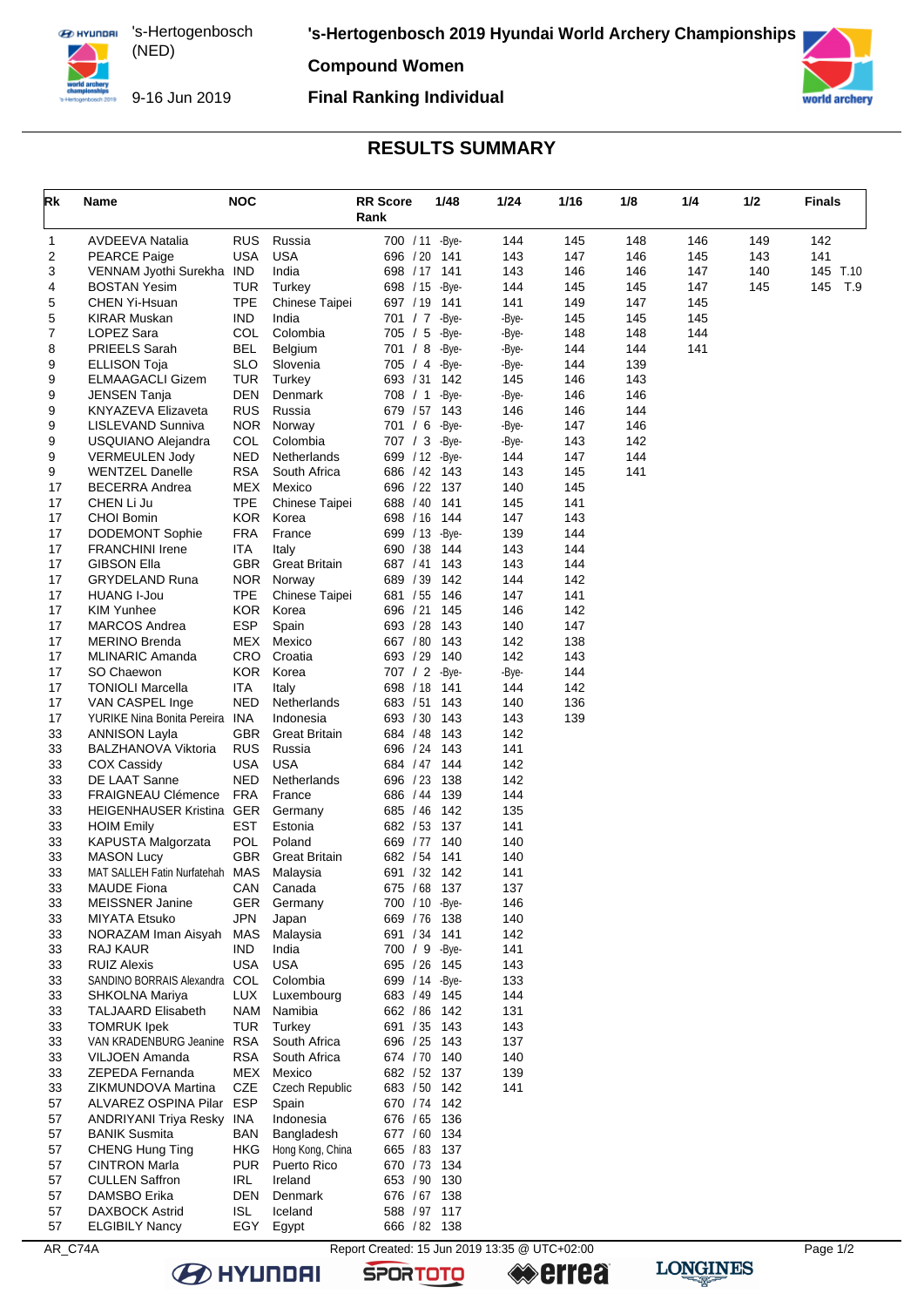# 's-Hertogenbosch 2019 Hyundai World Archery Championships

's-Hertogenbosch (NED)

9-16 Jun 2019

## Compound Women

## Final Ranking Individual

## RESULTS SUMMARY

| Rk | Name | NOC | | RR Score Rank | 1/48 | 1/24 | 1/16 | 1/8 | 1/4 | 1/2 | Finals |
|---|---|---|---|---|---|---|---|---|---|---|---|
| 1 | AVDEEVA Natalia | RUS | Russia | 700 / 11 | -Bye- | 144 | 145 | 148 | 146 | 149 | 142 |
| 2 | PEARCE Paige | USA | USA | 696 / 20 | 141 | 143 | 147 | 146 | 145 | 143 | 141 |
| 3 | VENNAM Jyothi Surekha | IND | India | 698 / 17 | 141 | 143 | 146 | 146 | 147 | 140 | 145 T.10 |
| 4 | BOSTAN Yesim | TUR | Turkey | 698 / 15 | -Bye- | 144 | 145 | 145 | 147 | 145 | 145 T.9 |
| 5 | CHEN Yi-Hsuan | TPE | Chinese Taipei | 697 / 19 | 141 | 141 | 149 | 147 | 145 | | |
| 5 | KIRAR Muskan | IND | India | 701 / 7 | -Bye- | -Bye- | 145 | 145 | 145 | | |
| 7 | LOPEZ Sara | COL | Colombia | 705 / 5 | -Bye- | -Bye- | 148 | 148 | 144 | | |
| 8 | PRIEELS Sarah | BEL | Belgium | 701 / 8 | -Bye- | -Bye- | 144 | 144 | 141 | | |
| 9 | ELLISON Toja | SLO | Slovenia | 705 / 4 | -Bye- | -Bye- | 144 | 139 | | | |
| 9 | ELMAAGACLI Gizem | TUR | Turkey | 693 / 31 | 142 | 145 | 146 | 143 | | | |
| 9 | JENSEN Tanja | DEN | Denmark | 708 / 1 | -Bye- | -Bye- | 146 | 146 | | | |
| 9 | KNYAZEVA Elizaveta | RUS | Russia | 679 / 57 | 143 | 146 | 146 | 144 | | | |
| 9 | LISLEVAND Sunniva | NOR | Norway | 701 / 6 | -Bye- | -Bye- | 147 | 146 | | | |
| 9 | USQUIANO Alejandra | COL | Colombia | 707 / 3 | -Bye- | -Bye- | 143 | 142 | | | |
| 9 | VERMEULEN Jody | NED | Netherlands | 699 / 12 | -Bye- | 144 | 147 | 144 | | | |
| 9 | WENTZEL Danelle | RSA | South Africa | 686 / 42 | 143 | 143 | 145 | 141 | | | |
| 17 | BECERRA Andrea | MEX | Mexico | 696 / 22 | 137 | 140 | 145 | | | | |
| 17 | CHEN Li Ju | TPE | Chinese Taipei | 688 / 40 | 141 | 145 | 141 | | | | |
| 17 | CHOI Bomin | KOR | Korea | 698 / 16 | 144 | 147 | 143 | | | | |
| 17 | DODEMONT Sophie | FRA | France | 699 / 13 | -Bye- | 139 | 144 | | | | |
| 17 | FRANCHINI Irene | ITA | Italy | 690 / 38 | 144 | 143 | 144 | | | | |
| 17 | GIBSON Ella | GBR | Great Britain | 687 / 41 | 143 | 143 | 144 | | | | |
| 17 | GRYDELAND Runa | NOR | Norway | 689 / 39 | 142 | 144 | 142 | | | | |
| 17 | HUANG I-Jou | TPE | Chinese Taipei | 681 / 55 | 146 | 147 | 141 | | | | |
| 17 | KIM Yunhee | KOR | Korea | 696 / 21 | 145 | 146 | 142 | | | | |
| 17 | MARCOS Andrea | ESP | Spain | 693 / 28 | 143 | 140 | 147 | | | | |
| 17 | MERINO Brenda | MEX | Mexico | 667 / 80 | 143 | 142 | 138 | | | | |
| 17 | MLINARIC Amanda | CRO | Croatia | 693 / 29 | 140 | 142 | 143 | | | | |
| 17 | SO Chaewon | KOR | Korea | 707 / 2 | -Bye- | -Bye- | 144 | | | | |
| 17 | TONIOLI Marcella | ITA | Italy | 698 / 18 | 141 | 144 | 142 | | | | |
| 17 | VAN CASPEL Inge | NED | Netherlands | 683 / 51 | 143 | 140 | 136 | | | | |
| 17 | YURIKE Nina Bonita Pereira | INA | Indonesia | 693 / 30 | 143 | 143 | 139 | | | | |
| 33 | ANNISON Layla | GBR | Great Britain | 684 / 48 | 143 | 142 | | | | | |
| 33 | BALZHANOVA Viktoria | RUS | Russia | 696 / 24 | 143 | 141 | | | | | |
| 33 | COX Cassidy | USA | USA | 684 / 47 | 144 | 142 | | | | | |
| 33 | DE LAAT Sanne | NED | Netherlands | 696 / 23 | 138 | 142 | | | | | |
| 33 | FRAIGNEAU Clémence | FRA | France | 686 / 44 | 139 | 144 | | | | | |
| 33 | HEIGENHAUSER Kristina | GER | Germany | 685 / 46 | 142 | 135 | | | | | |
| 33 | HOIM Emily | EST | Estonia | 682 / 53 | 137 | 141 | | | | | |
| 33 | KAPUSTA Malgorzata | POL | Poland | 669 / 77 | 140 | 140 | | | | | |
| 33 | MASON Lucy | GBR | Great Britain | 682 / 54 | 141 | 140 | | | | | |
| 33 | MAT SALLEH Fatin Nurfatehah | MAS | Malaysia | 691 / 32 | 142 | 141 | | | | | |
| 33 | MAUDE Fiona | CAN | Canada | 675 / 68 | 137 | 137 | | | | | |
| 33 | MEISSNER Janine | GER | Germany | 700 / 10 | -Bye- | 146 | | | | | |
| 33 | MIYATA Etsuko | JPN | Japan | 669 / 76 | 138 | 140 | | | | | |
| 33 | NORAZAM Iman Aisyah | MAS | Malaysia | 691 / 34 | 141 | 142 | | | | | |
| 33 | RAJ KAUR | IND | India | 700 / 9 | -Bye- | 141 | | | | | |
| 33 | RUIZ Alexis | USA | USA | 695 / 26 | 145 | 143 | | | | | |
| 33 | SANDINO BORRAIS Alexandra | COL | Colombia | 699 / 14 | -Bye- | 133 | | | | | |
| 33 | SHKOLNA Mariya | LUX | Luxembourg | 683 / 49 | 145 | 144 | | | | | |
| 33 | TALJAARD Elisabeth | NAM | Namibia | 662 / 86 | 142 | 131 | | | | | |
| 33 | TOMRUK Ipek | TUR | Turkey | 691 / 35 | 143 | 143 | | | | | |
| 33 | VAN KRADENBURG Jeanine | RSA | South Africa | 696 / 25 | 143 | 137 | | | | | |
| 33 | VILJOEN Amanda | RSA | South Africa | 674 / 70 | 140 | 140 | | | | | |
| 33 | ZEPEDA Fernanda | MEX | Mexico | 682 / 52 | 137 | 139 | | | | | |
| 33 | ZIKMUNDOVA Martina | CZE | Czech Republic | 683 / 50 | 142 | 141 | | | | | |
| 57 | ALVAREZ OSPINA Pilar | ESP | Spain | 670 / 74 | 142 | | | | | | |
| 57 | ANDRIYANI Triya Resky | INA | Indonesia | 676 / 65 | 136 | | | | | | |
| 57 | BANIK Susmita | BAN | Bangladesh | 677 / 60 | 134 | | | | | | |
| 57 | CHENG Hung Ting | HKG | Hong Kong, China | 665 / 83 | 137 | | | | | | |
| 57 | CINTRON Marla | PUR | Puerto Rico | 670 / 73 | 134 | | | | | | |
| 57 | CULLEN Saffron | IRL | Ireland | 653 / 90 | 130 | | | | | | |
| 57 | DAMSBO Erika | DEN | Denmark | 676 / 67 | 138 | | | | | | |
| 57 | DAXBOCK Astrid | ISL | Iceland | 588 / 97 | 117 | | | | | | |
| 57 | ELGIBILY Nancy | EGY | Egypt | 666 / 82 | 138 | | | | | | |

AR_C74A — Report Created: 15 Jun 2019 13:35 @ UTC+02:00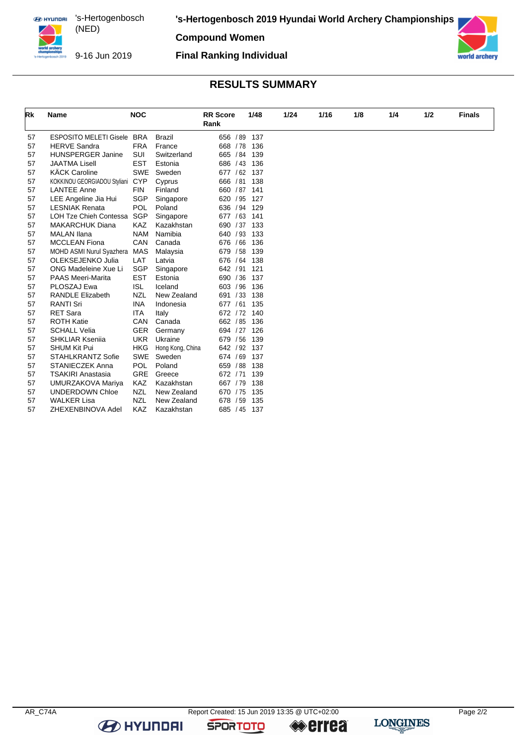# RESULTS SUMMARY

| Rk | Name | NOC | | RR Score Rank | 1/48 | 1/24 | 1/16 | 1/8 | 1/4 | 1/2 | Finals |
|---|---|---|---|---|---|---|---|---|---|---|---|
| 57 | ESPOSITO MELETI Gisele | BRA | Brazil | 656 / 89 | 137 | | | | | | |
| 57 | HERVE Sandra | FRA | France | 668 / 78 | 136 | | | | | | |
| 57 | HUNSPERGER Janine | SUI | Switzerland | 665 / 84 | 139 | | | | | | |
| 57 | JAATMA Lisell | EST | Estonia | 686 / 43 | 136 | | | | | | |
| 57 | KÄCK Caroline | SWE | Sweden | 677 / 62 | 137 | | | | | | |
| 57 | KOKKINOU GEORGIADOU Styliani | CYP | Cyprus | 666 / 81 | 138 | | | | | | |
| 57 | LANTEE Anne | FIN | Finland | 660 / 87 | 141 | | | | | | |
| 57 | LEE Angeline Jia Hui | SGP | Singapore | 620 / 95 | 127 | | | | | | |
| 57 | LESNIAK Renata | POL | Poland | 636 / 94 | 129 | | | | | | |
| 57 | LOH Tze Chieh Contessa | SGP | Singapore | 677 / 63 | 141 | | | | | | |
| 57 | MAKARCHUK Diana | KAZ | Kazakhstan | 690 / 37 | 133 | | | | | | |
| 57 | MALAN Ilana | NAM | Namibia | 640 / 93 | 133 | | | | | | |
| 57 | MCCLEAN Fiona | CAN | Canada | 676 / 66 | 136 | | | | | | |
| 57 | MOHD ASMI Nurul Syazhera | MAS | Malaysia | 679 / 58 | 139 | | | | | | |
| 57 | OLEKSEJENKO Julia | LAT | Latvia | 676 / 64 | 138 | | | | | | |
| 57 | ONG Madeleine Xue Li | SGP | Singapore | 642 / 91 | 121 | | | | | | |
| 57 | PAAS Meeri-Marita | EST | Estonia | 690 / 36 | 137 | | | | | | |
| 57 | PLOSZAJ Ewa | ISL | Iceland | 603 / 96 | 136 | | | | | | |
| 57 | RANDLE Elizabeth | NZL | New Zealand | 691 / 33 | 138 | | | | | | |
| 57 | RANTI Sri | INA | Indonesia | 677 / 61 | 135 | | | | | | |
| 57 | RET Sara | ITA | Italy | 672 / 72 | 140 | | | | | | |
| 57 | ROTH Katie | CAN | Canada | 662 / 85 | 136 | | | | | | |
| 57 | SCHALL Velia | GER | Germany | 694 / 27 | 126 | | | | | | |
| 57 | SHKLIAR Kseniia | UKR | Ukraine | 679 / 56 | 139 | | | | | | |
| 57 | SHUM Kit Pui | HKG | Hong Kong, China | 642 / 92 | 137 | | | | | | |
| 57 | STAHLKRANTZ Sofie | SWE | Sweden | 674 / 69 | 137 | | | | | | |
| 57 | STANIECZEK Anna | POL | Poland | 659 / 88 | 138 | | | | | | |
| 57 | TSAKIRI Anastasia | GRE | Greece | 672 / 71 | 139 | | | | | | |
| 57 | UMURZAKOVA Mariya | KAZ | Kazakhstan | 667 / 79 | 138 | | | | | | |
| 57 | UNDERDOWN Chloe | NZL | New Zealand | 670 / 75 | 135 | | | | | | |
| 57 | WALKER Lisa | NZL | New Zealand | 678 / 59 | 135 | | | | | | |
| 57 | ZHEXENBINOVA Adel | KAZ | Kazakhstan | 685 / 45 | 137 | | | | | | |

AR_C74A    Report Created: 15 Jun 2019 13:35 @ UTC+02:00